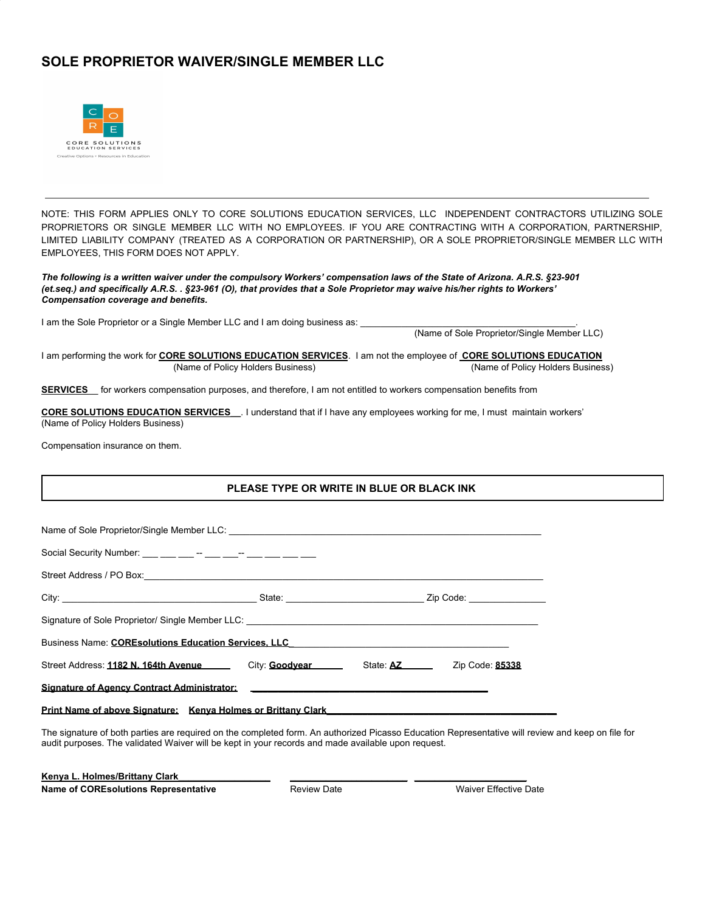# SOLE PROPRIETOR WAIVER/SINGLE MEMBER LLC

C O R E
CORE SOLUTIONS
EDUCATION SERVICES
Creative Options + Resources in Education

---

NOTE: THIS FORM APPLIES ONLY TO CORE SOLUTIONS EDUCATION SERVICES, LLC INDEPENDENT CONTRACTORS UTILIZING SOLE PROPRIETORS OR SINGLE MEMBER LLC WITH NO EMPLOYEES. IF YOU ARE CONTRACTING WITH A CORPORATION, PARTNERSHIP, LIMITED LIABILITY COMPANY (TREATED AS A CORPORATION OR PARTNERSHIP), OR A SOLE PROPRIETOR/SINGLE MEMBER LLC WITH EMPLOYEES, THIS FORM DOES NOT APPLY.

***The following is a written waiver under the compulsory Workers' compensation laws of the State of Arizona. A.R.S. §23-901 (et.seq.) and specifically A.R.S. . §23-961 (O), that provides that a Sole Proprietor may waive his/her rights to Workers' Compensation coverage and benefits.***

I am the Sole Proprietor or a Single Member LLC and I am doing business as: ___________________________________________.
(Name of Sole Proprietor/Single Member LLC)

I am performing the work for **CORE SOLUTIONS EDUCATION SERVICES** (Name of Policy Holders Business). I am not the employee of **CORE SOLUTIONS EDUCATION SERVICES** (Name of Policy Holders Business) for workers compensation purposes, and therefore, I am not entitled to workers compensation benefits from **CORE SOLUTIONS EDUCATION SERVICES** (Name of Policy Holders Business). I understand that if I have any employees working for me, I must maintain workers' Compensation insurance on them.

**PLEASE TYPE OR WRITE IN BLUE OR BLACK INK**

Name of Sole Proprietor/Single Member LLC: ____________________________________________________________

Social Security Number: ___ ___ ___ -- ___ ___-- ___ ___ ___ ___

Street Address / PO Box:____________________________________________________________________________

City: ______________________________________ State: ___________________________ Zip Code: _______________

Signature of Sole Proprietor/ Single Member LLC: ________________________________________________________

Business Name: **COREsolutions Education Services, LLC**

Street Address: **1182 N. 164th Avenue** City: **Goodyear** State: **AZ** Zip Code: **85338**

**Signature of Agency Contract Administrator:** ______________________________________________

**Print Name of above Signature: Kenya Holmes or Brittany Clark**

The signature of both parties are required on the completed form. An authorized Picasso Education Representative will review and keep on file for audit purposes. The validated Waiver will be kept in your records and made available upon request.

| **Kenya L. Holmes/Brittany Clark** | ______________________ | ______________________ |
|---|---|---|
| **Name of COREsolutions Representative** | Review Date | Waiver Effective Date |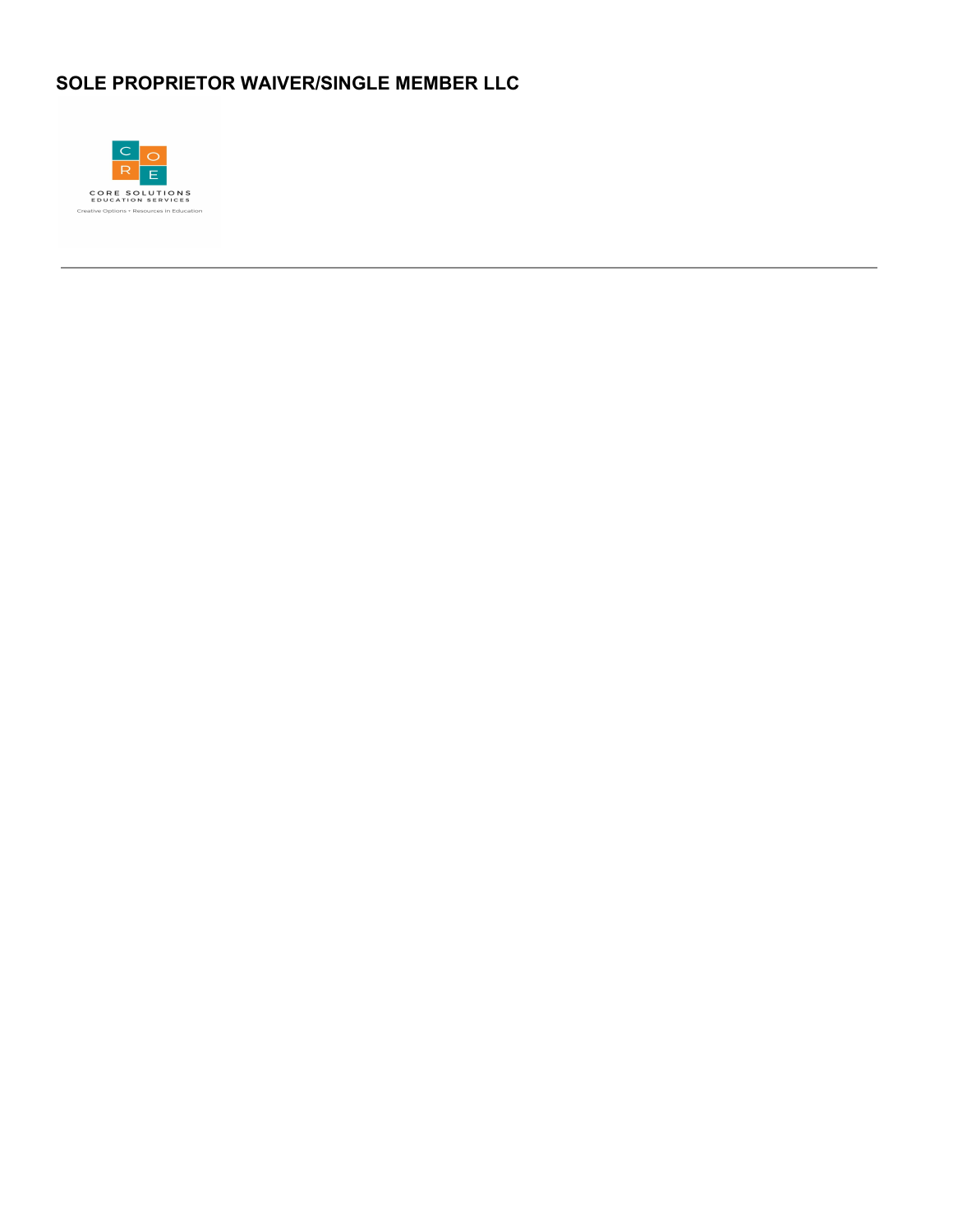# SOLE PROPRIETOR WAIVER/SINGLE MEMBER LLC

C O R E

CORE SOLUTIONS
EDUCATION SERVICES
Creative Options + Resources in Education

---